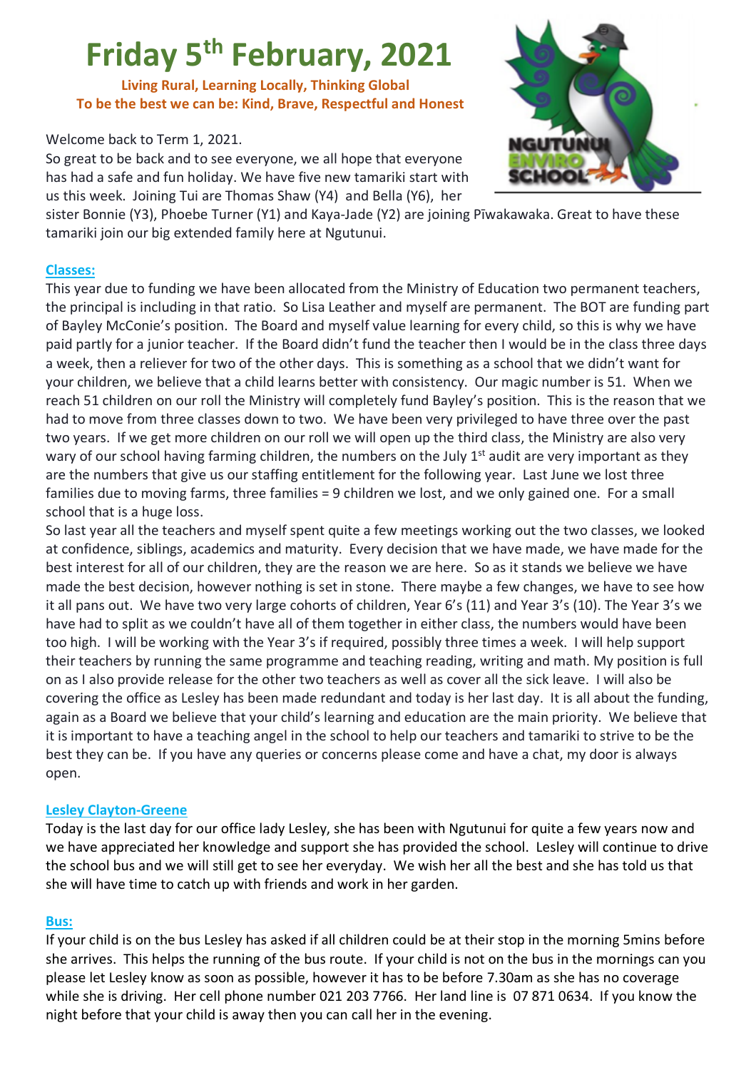# Friday 5th February, 2021

**Living Rural, Learning Locally, Thinking Global**
**To be the best we can be: Kind, Brave, Respectful and Honest**

Welcome back to Term 1, 2021.
So great to be back and to see everyone, we all hope that everyone has had a safe and fun holiday. We have five new tamariki start with us this week. Joining Tui are Thomas Shaw (Y4) and Bella (Y6), her sister Bonnie (Y3), Phoebe Turner (Y1) and Kaya-Jade (Y2) are joining Pīwakawaka. Great to have these tamariki join our big extended family here at Ngutunui.

### Classes:

This year due to funding we have been allocated from the Ministry of Education two permanent teachers, the principal is including in that ratio. So Lisa Leather and myself are permanent. The BOT are funding part of Bayley McConie's position. The Board and myself value learning for every child, so this is why we have paid partly for a junior teacher. If the Board didn't fund the teacher then I would be in the class three days a week, then a reliever for two of the other days. This is something as a school that we didn't want for your children, we believe that a child learns better with consistency. Our magic number is 51. When we reach 51 children on our roll the Ministry will completely fund Bayley's position. This is the reason that we had to move from three classes down to two. We have been very privileged to have three over the past two years. If we get more children on our roll we will open up the third class, the Ministry are also very wary of our school having farming children, the numbers on the July 1st audit are very important as they are the numbers that give us our staffing entitlement for the following year. Last June we lost three families due to moving farms, three families = 9 children we lost, and we only gained one. For a small school that is a huge loss.

So last year all the teachers and myself spent quite a few meetings working out the two classes, we looked at confidence, siblings, academics and maturity. Every decision that we have made, we have made for the best interest for all of our children, they are the reason we are here. So as it stands we believe we have made the best decision, however nothing is set in stone. There maybe a few changes, we have to see how it all pans out. We have two very large cohorts of children, Year 6's (11) and Year 3's (10). The Year 3's we have had to split as we couldn't have all of them together in either class, the numbers would have been too high. I will be working with the Year 3's if required, possibly three times a week. I will help support their teachers by running the same programme and teaching reading, writing and math. My position is full on as I also provide release for the other two teachers as well as cover all the sick leave. I will also be covering the office as Lesley has been made redundant and today is her last day. It is all about the funding, again as a Board we believe that your child's learning and education are the main priority. We believe that it is important to have a teaching angel in the school to help our teachers and tamariki to strive to be the best they can be. If you have any queries or concerns please come and have a chat, my door is always open.

### Lesley Clayton-Greene

Today is the last day for our office lady Lesley, she has been with Ngutunui for quite a few years now and we have appreciated her knowledge and support she has provided the school. Lesley will continue to drive the school bus and we will still get to see her everyday. We wish her all the best and she has told us that she will have time to catch up with friends and work in her garden.

### Bus:

If your child is on the bus Lesley has asked if all children could be at their stop in the morning 5mins before she arrives. This helps the running of the bus route. If your child is not on the bus in the mornings can you please let Lesley know as soon as possible, however it has to be before 7.30am as she has no coverage while she is driving. Her cell phone number 021 203 7766. Her land line is 07 871 0634. If you know the night before that your child is away then you can call her in the evening.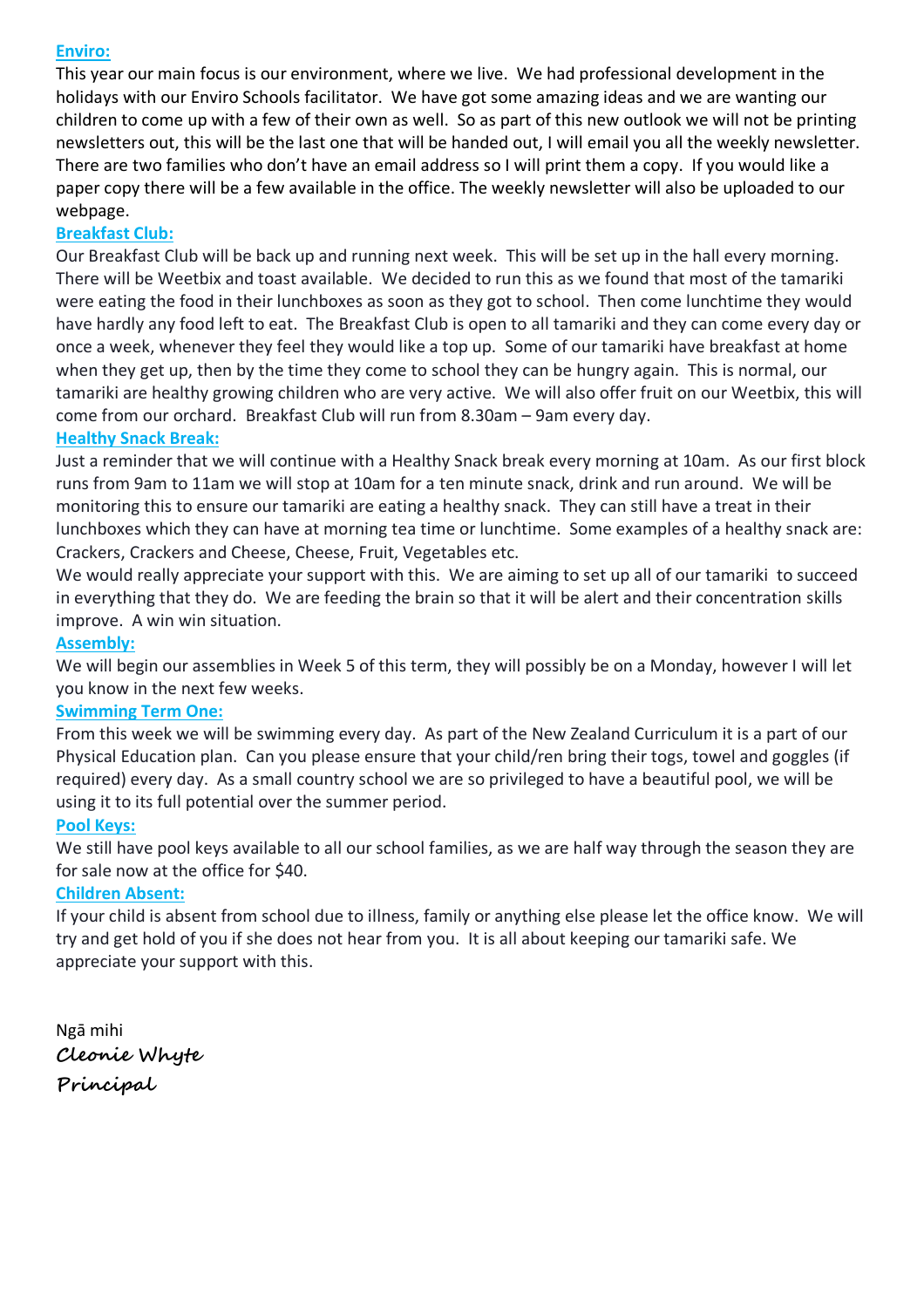## Enviro:

This year our main focus is our environment, where we live. We had professional development in the holidays with our Enviro Schools facilitator. We have got some amazing ideas and we are wanting our children to come up with a few of their own as well. So as part of this new outlook we will not be printing newsletters out, this will be the last one that will be handed out, I will email you all the weekly newsletter. There are two families who don't have an email address so I will print them a copy. If you would like a paper copy there will be a few available in the office. The weekly newsletter will also be uploaded to our webpage.

## Breakfast Club:

Our Breakfast Club will be back up and running next week. This will be set up in the hall every morning. There will be Weetbix and toast available. We decided to run this as we found that most of the tamariki were eating the food in their lunchboxes as soon as they got to school. Then come lunchtime they would have hardly any food left to eat. The Breakfast Club is open to all tamariki and they can come every day or once a week, whenever they feel they would like a top up. Some of our tamariki have breakfast at home when they get up, then by the time they come to school they can be hungry again. This is normal, our tamariki are healthy growing children who are very active. We will also offer fruit on our Weetbix, this will come from our orchard. Breakfast Club will run from 8.30am – 9am every day.

## Healthy Snack Break:

Just a reminder that we will continue with a Healthy Snack break every morning at 10am. As our first block runs from 9am to 11am we will stop at 10am for a ten minute snack, drink and run around. We will be monitoring this to ensure our tamariki are eating a healthy snack. They can still have a treat in their lunchboxes which they can have at morning tea time or lunchtime. Some examples of a healthy snack are: Crackers, Crackers and Cheese, Cheese, Fruit, Vegetables etc.

We would really appreciate your support with this. We are aiming to set up all of our tamariki to succeed in everything that they do. We are feeding the brain so that it will be alert and their concentration skills improve. A win win situation.

## Assembly:

We will begin our assemblies in Week 5 of this term, they will possibly be on a Monday, however I will let you know in the next few weeks.

## Swimming Term One:

From this week we will be swimming every day. As part of the New Zealand Curriculum it is a part of our Physical Education plan. Can you please ensure that your child/ren bring their togs, towel and goggles (if required) every day. As a small country school we are so privileged to have a beautiful pool, we will be using it to its full potential over the summer period.

## Pool Keys:

We still have pool keys available to all our school families, as we are half way through the season they are for sale now at the office for $40.

## Children Absent:

If your child is absent from school due to illness, family or anything else please let the office know. We will try and get hold of you if she does not hear from you. It is all about keeping our tamariki safe. We appreciate your support with this.

Ngā mihi

**Cleonie Whyte**
**Principal**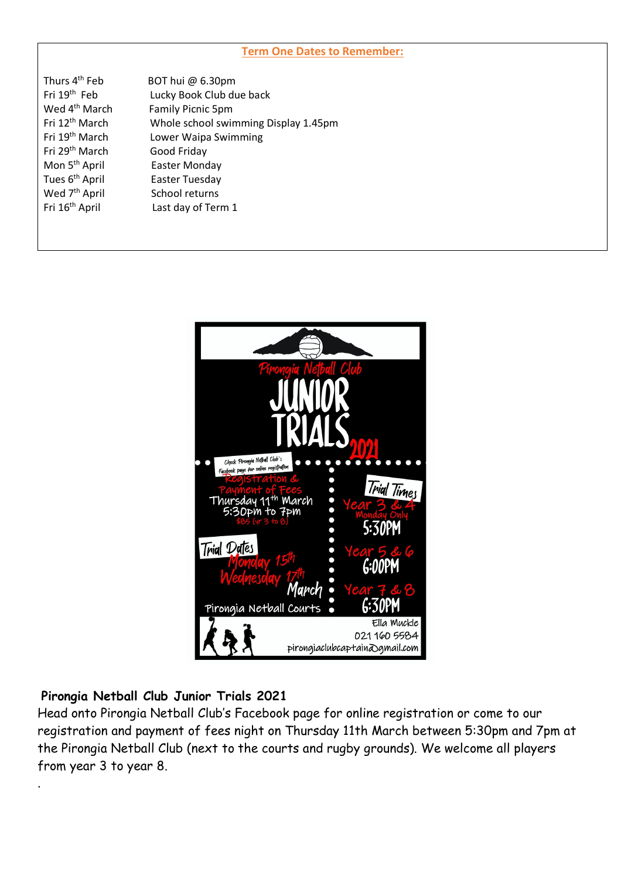**Term One Dates to Remember:**

| | |
|---|---|
| Thurs 4th Feb | BOT hui @ 6.30pm |
| Fri 19th Feb | Lucky Book Club due back |
| Wed 4th March | Family Picnic 5pm |
| Fri 12th March | Whole school swimming Display 1.45pm |
| Fri 19th March | Lower Waipa Swimming |
| Fri 29th March | Good Friday |
| Mon 5th April | Easter Monday |
| Tues 6th April | Easter Tuesday |
| Wed 7th April | School returns |
| Fri 16th April | Last day of Term 1 |

Pirongia Netball Club

JUNIOR TRIALS 2021

Check Pirongia Netball Club's Facebook page for online registration

Registration & Payment of Fees
Thursday 11th March
5:30pm to 7pm
$85 (yr 3 to 8)

Trial Times
Year 3 & 4
Monday Only
5:30PM

Year 5 & 6
6:00PM

Year 7 & 8
6:30PM

Trial Dates
Monday 15th
Wednesday 17th
March

Pirongia Netball Courts

Ella Muckle
021 160 5584
pirongiaclubcaptain@gmail.com

**Pirongia Netball Club Junior Trials 2021**

Head onto Pirongia Netball Club's Facebook page for online registration or come to our registration and payment of fees night on Thursday 11th March between 5:30pm and 7pm at the Pirongia Netball Club (next to the courts and rugby grounds). We welcome all players from year 3 to year 8.